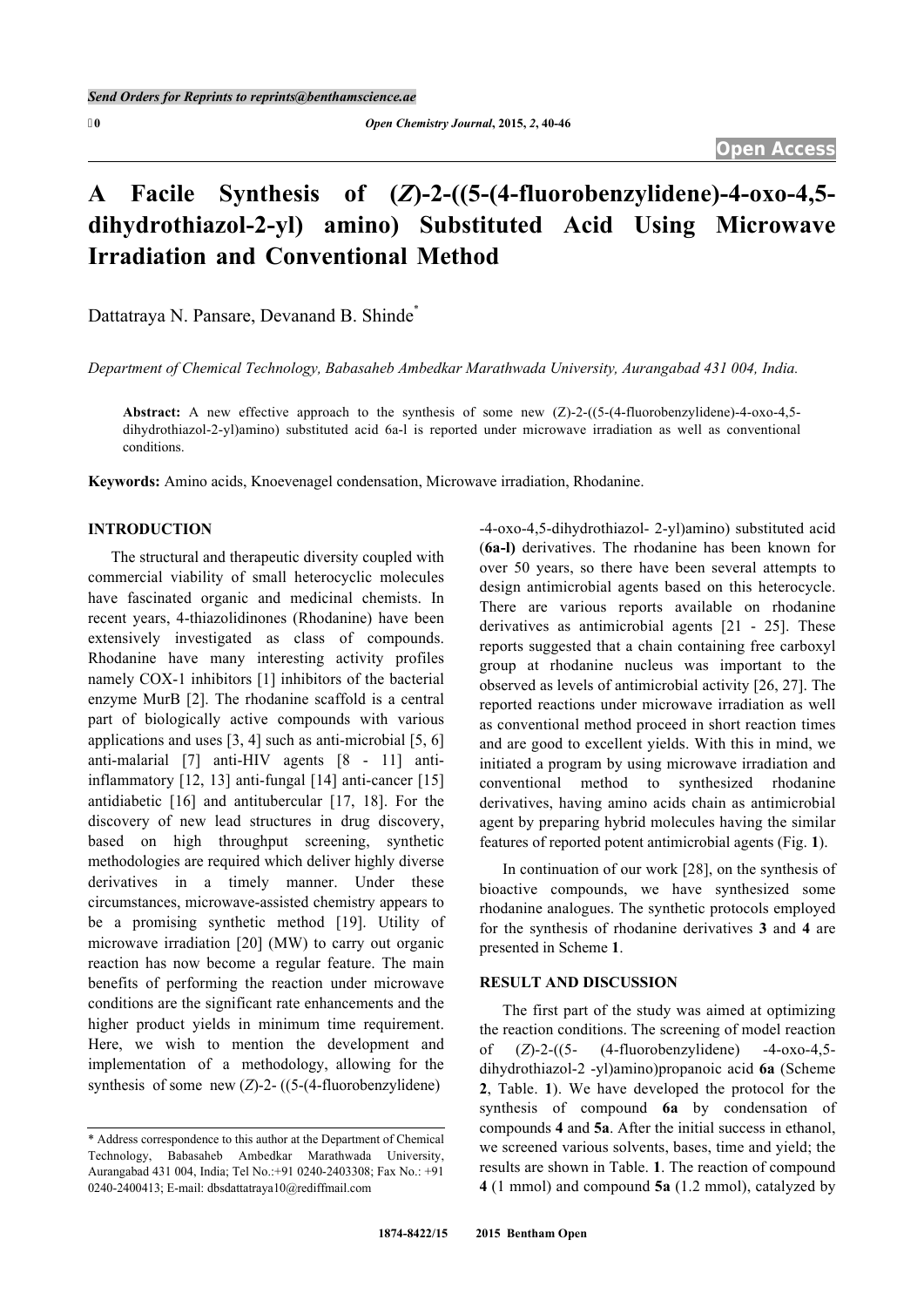# A Facile Synthesis of (*Z*)-2-((5-(4-fluorobenzylidene)-4-oxo-4,5-dihydrothiazol-2-yl) amino) Substituted Acid Using Microwave Irradiation and Conventional Method

Dattatraya N. Pansare, Devanand B. Shinde*

*Department of Chemical Technology, Babasaheb Ambedkar Marathwada University, Aurangabad 431 004, India.*

**Abstract:** A new effective approach to the synthesis of some new (Z)-2-((5-(4-fluorobenzylidene)-4-oxo-4,5-dihydrothiazol-2-yl)amino) substituted acid 6a-l is reported under microwave irradiation as well as conventional conditions.

**Keywords:** Amino acids, Knoevenagel condensation, Microwave irradiation, Rhodanine.

## INTRODUCTION

The structural and therapeutic diversity coupled with commercial viability of small heterocyclic molecules have fascinated organic and medicinal chemists. In recent years, 4-thiazolidinones (Rhodanine) have been extensively investigated as class of compounds. Rhodanine have many interesting activity profiles namely COX-1 inhibitors [1] inhibitors of the bacterial enzyme MurB [2]. The rhodanine scaffold is a central part of biologically active compounds with various applications and uses [3, 4] such as anti-microbial [5, 6] anti-malarial [7] anti-HIV agents [8 - 11] anti-inflammatory [12, 13] anti-fungal [14] anti-cancer [15] antidiabetic [16] and antitubercular [17, 18]. For the discovery of new lead structures in drug discovery, based on high throughput screening, synthetic methodologies are required which deliver highly diverse derivatives in a timely manner. Under these circumstances, microwave-assisted chemistry appears to be a promising synthetic method [19]. Utility of microwave irradiation [20] (MW) to carry out organic reaction has now become a regular feature. The main benefits of performing the reaction under microwave conditions are the significant rate enhancements and the higher product yields in minimum time requirement. Here, we wish to mention the development and implementation of a methodology, allowing for the synthesis of some new (*Z*)-2- ((5-(4-fluorobenzylidene) -4-oxo-4,5-dihydrothiazol- 2-yl)amino) substituted acid (**6a-l**) derivatives. The rhodanine has been known for over 50 years, so there have been several attempts to design antimicrobial agents based on this heterocycle. There are various reports available on rhodanine derivatives as antimicrobial agents [21 - 25]. These reports suggested that a chain containing free carboxyl group at rhodanine nucleus was important to the observed as levels of antimicrobial activity [26, 27]. The reported reactions under microwave irradiation as well as conventional method proceed in short reaction times and are good to excellent yields. With this in mind, we initiated a program by using microwave irradiation and conventional method to synthesized rhodanine derivatives, having amino acids chain as antimicrobial agent by preparing hybrid molecules having the similar features of reported potent antimicrobial agents (Fig. **1**).

In continuation of our work [28], on the synthesis of bioactive compounds, we have synthesized some rhodanine analogues. The synthetic protocols employed for the synthesis of rhodanine derivatives **3** and **4** are presented in Scheme **1**.

## RESULT AND DISCUSSION

The first part of the study was aimed at optimizing the reaction conditions. The screening of model reaction of (*Z*)-2-((5- (4-fluorobenzylidene) -4-oxo-4,5-dihydrothiazol-2 -yl)amino)propanoic acid **6a** (Scheme **2**, Table. **1**). We have developed the protocol for the synthesis of compound **6a** by condensation of compounds **4** and **5a**. After the initial success in ethanol, we screened various solvents, bases, time and yield; the results are shown in Table. **1**. The reaction of compound **4** (1 mmol) and compound **5a** (1.2 mmol), catalyzed by

---

\* Address correspondence to this author at the Department of Chemical Technology, Babasaheb Ambedkar Marathwada University, Aurangabad 431 004, India; Tel No.:+91 0240-2403308; Fax No.: +91 0240-2400413; E-mail: dbsdattatraya10@rediffmail.com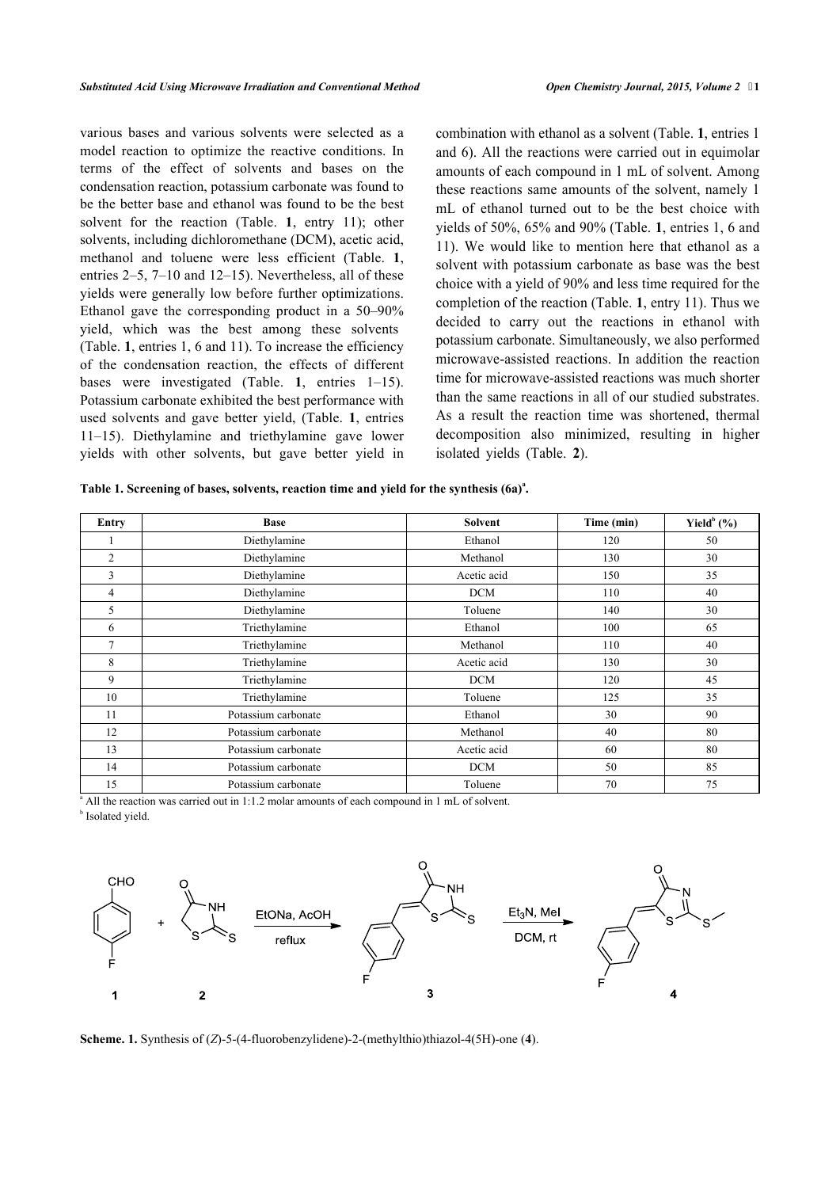various bases and various solvents were selected as a model reaction to optimize the reactive conditions. In terms of the effect of solvents and bases on the condensation reaction, potassium carbonate was found to be the better base and ethanol was found to be the best solvent for the reaction (Table. **1**, entry 11); other solvents, including dichloromethane (DCM), acetic acid, methanol and toluene were less efficient (Table. **1**, entries 2–5, 7–10 and 12–15). Nevertheless, all of these yields were generally low before further optimizations. Ethanol gave the corresponding product in a 50–90% yield, which was the best among these solvents (Table. **1**, entries 1, 6 and 11). To increase the efficiency of the condensation reaction, the effects of different bases were investigated (Table. **1**, entries 1–15). Potassium carbonate exhibited the best performance with used solvents and gave better yield, (Table. **1**, entries 11–15). Diethylamine and triethylamine gave lower yields with other solvents, but gave better yield in combination with ethanol as a solvent (Table. **1**, entries 1 and 6). All the reactions were carried out in equimolar amounts of each compound in 1 mL of solvent. Among these reactions same amounts of the solvent, namely 1 mL of ethanol turned out to be the best choice with yields of 50%, 65% and 90% (Table. **1**, entries 1, 6 and 11). We would like to mention here that ethanol as a solvent with potassium carbonate as base was the best choice with a yield of 90% and less time required for the completion of the reaction (Table. **1**, entry 11). Thus we decided to carry out the reactions in ethanol with potassium carbonate. Simultaneously, we also performed microwave-assisted reactions. In addition the reaction time for microwave-assisted reactions was much shorter than the same reactions in all of our studied substrates. As a result the reaction time was shortened, thermal decomposition also minimized, resulting in higher isolated yields (Table. **2**).

**Table 1. Screening of bases, solvents, reaction time and yield for the synthesis (6a)[a].**

| Entry | Base | Solvent | Time (min) | Yield[b] (%) |
|---|---|---|---|---|
| 1 | Diethylamine | Ethanol | 120 | 50 |
| 2 | Diethylamine | Methanol | 130 | 30 |
| 3 | Diethylamine | Acetic acid | 150 | 35 |
| 4 | Diethylamine | DCM | 110 | 40 |
| 5 | Diethylamine | Toluene | 140 | 30 |
| 6 | Triethylamine | Ethanol | 100 | 65 |
| 7 | Triethylamine | Methanol | 110 | 40 |
| 8 | Triethylamine | Acetic acid | 130 | 30 |
| 9 | Triethylamine | DCM | 120 | 45 |
| 10 | Triethylamine | Toluene | 125 | 35 |
| 11 | Potassium carbonate | Ethanol | 30 | 90 |
| 12 | Potassium carbonate | Methanol | 40 | 80 |
| 13 | Potassium carbonate | Acetic acid | 60 | 80 |
| 14 | Potassium carbonate | DCM | 50 | 85 |
| 15 | Potassium carbonate | Toluene | 70 | 75 |

[a] All the reaction was carried out in 1:1.2 molar amounts of each compound in 1 mL of solvent.
[b] Isolated yield.

**1** + **2** → (EtONa, AcOH, reflux) → **3** → ($Et_3N$, MeI, DCM, rt) → **4**

**Scheme. 1.** Synthesis of (*Z*)-5-(4-fluorobenzylidene)-2-(methylthio)thiazol-4(5H)-one (**4**).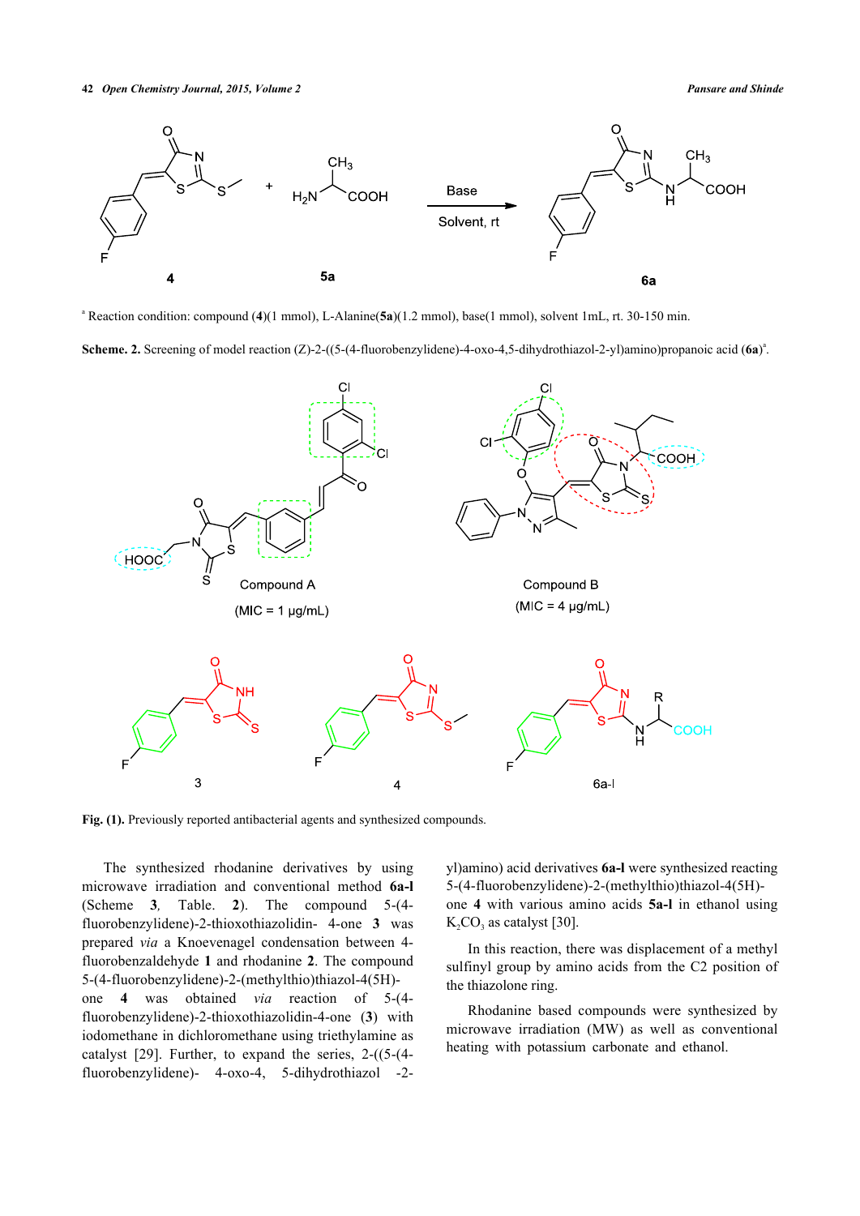[a] Reaction condition: compound (**4**)(1 mmol), L-Alanine(**5a**)(1.2 mmol), base(1 mmol), solvent 1mL, rt. 30-150 min.

**Scheme. 2.** Screening of model reaction (Z)-2-((5-(4-fluorobenzylidene)-4-oxo-4,5-dihydrothiazol-2-yl)amino)propanoic acid (**6a**)[a].

**Fig. (1).** Previously reported antibacterial agents and synthesized compounds.

The synthesized rhodanine derivatives by using microwave irradiation and conventional method **6a-l** (Scheme **3**, Table. **2**). The compound 5-(4-fluorobenzylidene)-2-thioxothiazolidin- 4-one **3** was prepared *via* a Knoevenagel condensation between 4-fluorobenzaldehyde **1** and rhodanine **2**. The compound 5-(4-fluorobenzylidene)-2-(methylthio)thiazol-4(5H)-one **4** was obtained *via* reaction of 5-(4-fluorobenzylidene)-2-thioxothiazolidin-4-one (**3**) with iodomethane in dichloromethane using triethylamine as catalyst [29]. Further, to expand the series, 2-((5-(4-fluorobenzylidene)- 4-oxo-4, 5-dihydrothiazol -2-yl)amino) acid derivatives **6a-l** were synthesized reacting 5-(4-fluorobenzylidene)-2-(methylthio)thiazol-4(5H)-one **4** with various amino acids **5a-l** in ethanol using $K_2CO_3$ as catalyst [30].

In this reaction, there was displacement of a methyl sulfinyl group by amino acids from the C2 position of the thiazolone ring.

Rhodanine based compounds were synthesized by microwave irradiation (MW) as well as conventional heating with potassium carbonate and ethanol.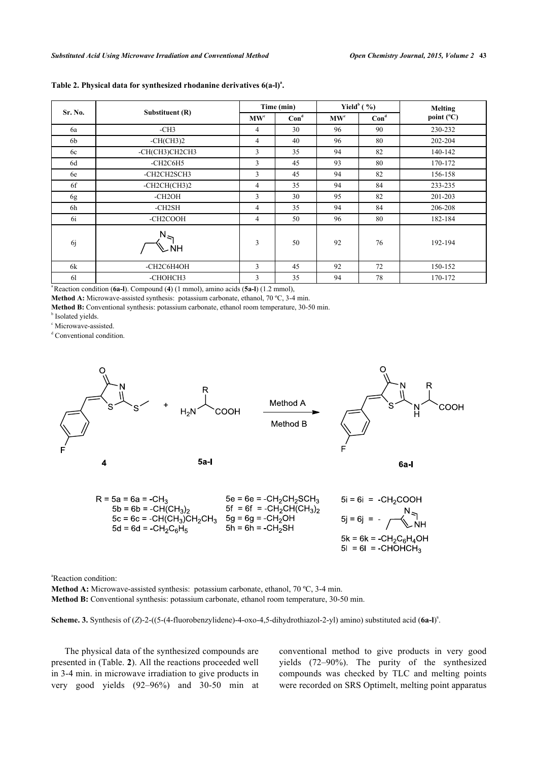**Table 2. Physical data for synthesized rhodanine derivatives 6(a-l)[a].**

| Sr. No. | Substituent (R) | Time (min) | | Yield[b] ( %) | | Melting point (ºC) |
|---|---|---|---|---|---|---|
| | | MW[c] | Con[d] | MW[c] | Con[d] | |
| 6a | -CH3 | 4 | 30 | 96 | 90 | 230-232 |
| 6b | -CH(CH3)2 | 4 | 40 | 96 | 80 | 202-204 |
| 6c | -CH(CH3)CH2CH3 | 3 | 35 | 94 | 82 | 140-142 |
| 6d | -CH2C6H5 | 3 | 45 | 93 | 80 | 170-172 |
| 6e | -CH2CH2SCH3 | 3 | 45 | 94 | 82 | 156-158 |
| 6f | -CH2CH(CH3)2 | 4 | 35 | 94 | 84 | 233-235 |
| 6g | -CH2OH | 3 | 30 | 95 | 82 | 201-203 |
| 6h | -CH2SH | 4 | 35 | 94 | 84 | 206-208 |
| 6i | -CH2COOH | 4 | 50 | 96 | 80 | 182-184 |
| 6j | (imidazol-4-yl)methyl | 3 | 50 | 92 | 76 | 192-194 |
| 6k | -CH2C6H4OH | 3 | 45 | 92 | 72 | 150-152 |
| 6l | -CHOHCH3 | 3 | 35 | 94 | 78 | 170-172 |

[a] Reaction condition (**6a-l**). Compound (**4**) (1 mmol), amino acids (**5a-l**) (1.2 mmol),

**Method A:** Microwave-assisted synthesis: potassium carbonate, ethanol, 70 ºC, 3-4 min.

**Method B:** Conventional synthesis: potassium carbonate, ethanol room temperature, 30-50 min.

[b] Isolated yields.

[c] Microwave-assisted.

[d] Conventional condition.

R = 5a = 6a = $-CH_3$; 5b = 6b = $-CH(CH_3)_2$; 5c = 6c = $-CH(CH_3)CH_2CH_3$; 5d = 6d = $-CH_2C_6H_5$; 5e = 6e = $-CH_2CH_2SCH_3$; 5f = 6f = $-CH_2CH(CH_3)_2$; 5g = 6g = $-CH_2OH$; 5h = 6h = $-CH_2SH$; 5i = 6i = $-CH_2COOH$; 5j = 6j = (imidazol-4-yl)methyl; 5k = 6k = $-CH_2C_6H_4OH$; 5l = 6l = $-CHOHCH_3$

[a]Reaction condition:

**Method A:** Microwave-assisted synthesis: potassium carbonate, ethanol, 70 ºC, 3-4 min.

**Method B:** Conventional synthesis: potassium carbonate, ethanol room temperature, 30-50 min.

**Scheme. 3.** Synthesis of (*Z*)-2-((5-(4-fluorobenzylidene)-4-oxo-4,5-dihydrothiazol-2-yl) amino) substituted acid (**6a-l**)[a].

The physical data of the synthesized compounds are presented in (Table. **2**). All the reactions proceeded well in 3-4 min. in microwave irradiation to give products in very good yields (92–96%) and 30-50 min at conventional method to give products in very good yields (72–90%). The purity of the synthesized compounds was checked by TLC and melting points were recorded on SRS Optimelt, melting point apparatus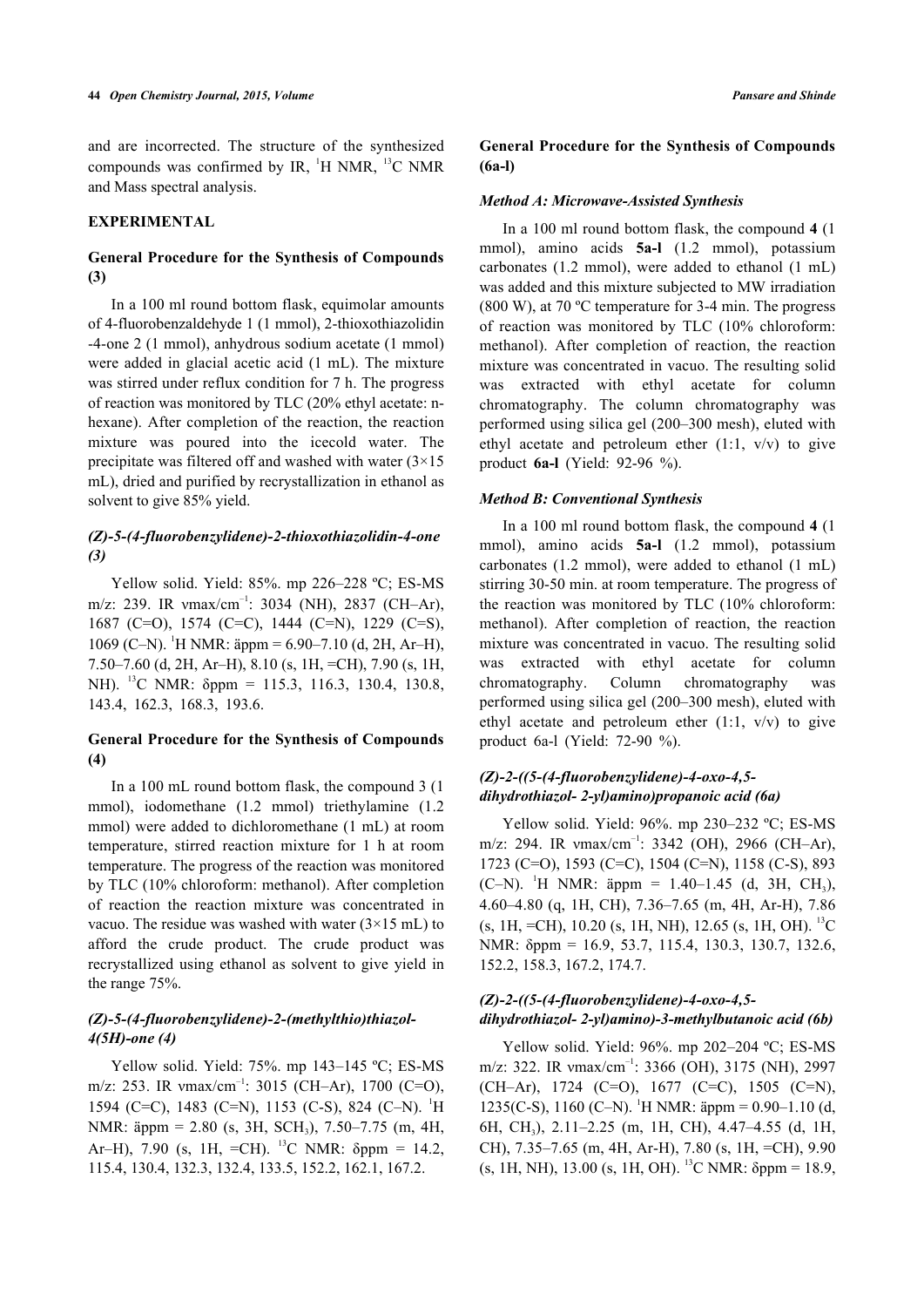and are incorrected. The structure of the synthesized compounds was confirmed by IR, $^{1}H$ NMR, $^{13}C$ NMR and Mass spectral analysis.

## EXPERIMENTAL

### General Procedure for the Synthesis of Compounds (3)

In a 100 ml round bottom flask, equimolar amounts of 4-fluorobenzaldehyde 1 (1 mmol), 2-thioxothiazolidin -4-one 2 (1 mmol), anhydrous sodium acetate (1 mmol) were added in glacial acetic acid (1 mL). The mixture was stirred under reflux condition for 7 h. The progress of reaction was monitored by TLC (20% ethyl acetate: n-hexane). After completion of the reaction, the reaction mixture was poured into the icecold water. The precipitate was filtered off and washed with water (3×15 mL), dried and purified by recrystallization in ethanol as solvent to give 85% yield.

### *(Z)-5-(4-fluorobenzylidene)-2-thioxothiazolidin-4-one (3)*

Yellow solid. Yield: 85%. mp 226–228 ºC; ES-MS m/z: 239. IR νmax/cm$^{-1}$: 3034 (NH), 2837 (CH–Ar), 1687 (C=O), 1574 (C=C), 1444 (C=N), 1229 (C=S), 1069 (C–N). $^{1}H$ NMR: äppm = 6.90–7.10 (d, 2H, Ar–H), 7.50–7.60 (d, 2H, Ar–H), 8.10 (s, 1H, =CH), 7.90 (s, 1H, NH). $^{13}C$ NMR: δppm = 115.3, 116.3, 130.4, 130.8, 143.4, 162.3, 168.3, 193.6.

### General Procedure for the Synthesis of Compounds (4)

In a 100 mL round bottom flask, the compound 3 (1 mmol), iodomethane (1.2 mmol) triethylamine (1.2 mmol) were added to dichloromethane (1 mL) at room temperature, stirred reaction mixture for 1 h at room temperature. The progress of the reaction was monitored by TLC (10% chloroform: methanol). After completion of reaction the reaction mixture was concentrated in vacuo. The residue was washed with water (3×15 mL) to afford the crude product. The crude product was recrystallized using ethanol as solvent to give yield in the range 75%.

### *(Z)-5-(4-fluorobenzylidene)-2-(methylthio)thiazol-4(5H)-one (4)*

Yellow solid. Yield: 75%. mp 143–145 ºC; ES-MS m/z: 253. IR νmax/cm$^{-1}$: 3015 (CH–Ar), 1700 (C=O), 1594 (C=C), 1483 (C=N), 1153 (C-S), 824 (C–N). $^{1}H$ NMR: äppm = 2.80 (s, 3H, $SCH_3$), 7.50–7.75 (m, 4H, Ar–H), 7.90 (s, 1H, =CH). $^{13}C$ NMR: δppm = 14.2, 115.4, 130.4, 132.3, 132.4, 133.5, 152.2, 162.1, 167.2.

### General Procedure for the Synthesis of Compounds (6a-l)

#### *Method A: Microwave-Assisted Synthesis*

In a 100 ml round bottom flask, the compound **4** (1 mmol), amino acids **5a-l** (1.2 mmol), potassium carbonates (1.2 mmol), were added to ethanol (1 mL) was added and this mixture subjected to MW irradiation (800 W), at 70 ºC temperature for 3-4 min. The progress of reaction was monitored by TLC (10% chloroform: methanol). After completion of reaction, the reaction mixture was concentrated in vacuo. The resulting solid was extracted with ethyl acetate for column chromatography. The column chromatography was performed using silica gel (200–300 mesh), eluted with ethyl acetate and petroleum ether (1:1, v/v) to give product **6a-l** (Yield: 92-96 %).

#### *Method B: Conventional Synthesis*

In a 100 ml round bottom flask, the compound **4** (1 mmol), amino acids **5a-l** (1.2 mmol), potassium carbonates (1.2 mmol), were added to ethanol (1 mL) stirring 30-50 min. at room temperature. The progress of the reaction was monitored by TLC (10% chloroform: methanol). After completion of reaction, the reaction mixture was concentrated in vacuo. The resulting solid was extracted with ethyl acetate for column chromatography. Column chromatography was performed using silica gel (200–300 mesh), eluted with ethyl acetate and petroleum ether (1:1, v/v) to give product 6a-l (Yield: 72-90 %).

### *(Z)-2-((5-(4-fluorobenzylidene)-4-oxo-4,5-dihydrothiazol- 2-yl)amino)propanoic acid (6a)*

Yellow solid. Yield: 96%. mp 230–232 ºC; ES-MS m/z: 294. IR νmax/cm$^{-1}$: 3342 (OH), 2966 (CH–Ar), 1723 (C=O), 1593 (C=C), 1504 (C=N), 1158 (C-S), 893 (C–N). $^{1}H$ NMR: äppm = 1.40–1.45 (d, 3H, $CH_3$), 4.60–4.80 (q, 1H, CH), 7.36–7.65 (m, 4H, Ar-H), 7.86 (s, 1H, =CH), 10.20 (s, 1H, NH), 12.65 (s, 1H, OH). $^{13}C$ NMR: δppm = 16.9, 53.7, 115.4, 130.3, 130.7, 132.6, 152.2, 158.3, 167.2, 174.7.

### *(Z)-2-((5-(4-fluorobenzylidene)-4-oxo-4,5-dihydrothiazol- 2-yl)amino)-3-methylbutanoic acid (6b)*

Yellow solid. Yield: 96%. mp 202–204 ºC; ES-MS m/z: 322. IR νmax/cm$^{-1}$: 3366 (OH), 3175 (NH), 2997 (CH–Ar), 1724 (C=O), 1677 (C=C), 1505 (C=N), 1235(C-S), 1160 (C–N). $^{1}H$ NMR: äppm = 0.90–1.10 (d, 6H, $CH_3$), 2.11–2.25 (m, 1H, CH), 4.47–4.55 (d, 1H, CH), 7.35–7.65 (m, 4H, Ar-H), 7.80 (s, 1H, =CH), 9.90 (s, 1H, NH), 13.00 (s, 1H, OH). $^{13}C$ NMR: δppm = 18.9,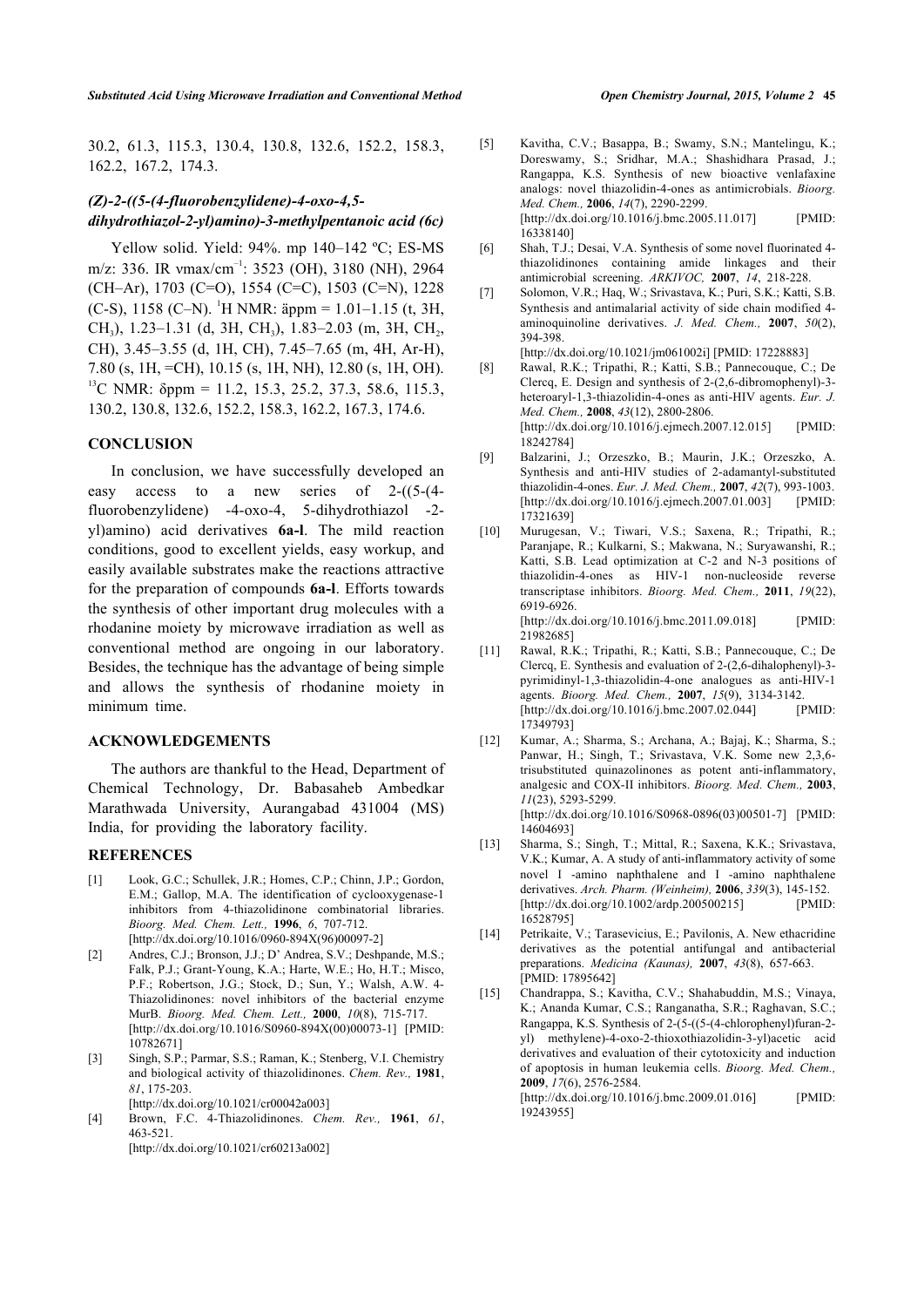30.2, 61.3, 115.3, 130.4, 130.8, 132.6, 152.2, 158.3, 162.2, 167.2, 174.3.

### *(Z)-2-((5-(4-fluorobenzylidene)-4-oxo-4,5-dihydrothiazol-2-yl)amino)-3-methylpentanoic acid (6c)*

Yellow solid. Yield: 94%. mp 140–142 ºC; ES-MS m/z: 336. IR νmax/cm$^{-1}$: 3523 (OH), 3180 (NH), 2964 (CH–Ar), 1703 (C=O), 1554 (C=C), 1503 (C=N), 1228 (C-S), 1158 (C–N). $^1$H NMR: äppm = 1.01–1.15 (t, 3H, $CH_3$), 1.23–1.31 (d, 3H, $CH_3$), 1.83–2.03 (m, 3H, $CH_2$, CH), 3.45–3.55 (d, 1H, CH), 7.45–7.65 (m, 4H, Ar-H), 7.80 (s, 1H, =CH), 10.15 (s, 1H, NH), 12.80 (s, 1H, OH). $^{13}$C NMR: δppm = 11.2, 15.3, 25.2, 37.3, 58.6, 115.3, 130.2, 130.8, 132.6, 152.2, 158.3, 162.2, 167.3, 174.6.

## CONCLUSION

In conclusion, we have successfully developed an easy access to a new series of 2-((5-(4-fluorobenzylidene) -4-oxo-4, 5-dihydrothiazol -2-yl)amino) acid derivatives **6a-l**. The mild reaction conditions, good to excellent yields, easy workup, and easily available substrates make the reactions attractive for the preparation of compounds **6a-l**. Efforts towards the synthesis of other important drug molecules with a rhodanine moiety by microwave irradiation as well as conventional method are ongoing in our laboratory. Besides, the technique has the advantage of being simple and allows the synthesis of rhodanine moiety in minimum time.

## ACKNOWLEDGEMENTS

The authors are thankful to the Head, Department of Chemical Technology, Dr. Babasaheb Ambedkar Marathwada University, Aurangabad 431004 (MS) India, for providing the laboratory facility.

## REFERENCES

[1] Look, G.C.; Schullek, J.R.; Homes, C.P.; Chinn, J.P.; Gordon, E.M.; Gallop, M.A. The identification of cyclooxygenase-1 inhibitors from 4-thiazolidinone combinatorial libraries. *Bioorg. Med. Chem. Lett.,* **1996**, *6*, 707-712. [http://dx.doi.org/10.1016/0960-894X(96)00097-2]

[2] Andres, C.J.; Bronson, J.J.; D' Andrea, S.V.; Deshpande, M.S.; Falk, P.J.; Grant-Young, K.A.; Harte, W.E.; Ho, H.T.; Misco, P.F.; Robertson, J.G.; Stock, D.; Sun, Y.; Walsh, A.W. 4-Thiazolidinones: novel inhibitors of the bacterial enzyme MurB. *Bioorg. Med. Chem. Lett.,* **2000**, *10*(8), 715-717. [http://dx.doi.org/10.1016/S0960-894X(00)00073-1] [PMID: 10782671]

[3] Singh, S.P.; Parmar, S.S.; Raman, K.; Stenberg, V.I. Chemistry and biological activity of thiazolidinones. *Chem. Rev.,* **1981**, *81*, 175-203. [http://dx.doi.org/10.1021/cr00042a003]

[4] Brown, F.C. 4-Thiazolidinones. *Chem. Rev.,* **1961**, *61*, 463-521. [http://dx.doi.org/10.1021/cr60213a002]

[5] Kavitha, C.V.; Basappa, B.; Swamy, S.N.; Mantelingu, K.; Doreswamy, S.; Sridhar, M.A.; Shashidhara Prasad, J.; Rangappa, K.S. Synthesis of new bioactive venlafaxine analogs: novel thiazolidin-4-ones as antimicrobials. *Bioorg. Med. Chem.,* **2006**, *14*(7), 2290-2299. [http://dx.doi.org/10.1016/j.bmc.2005.11.017] [PMID: 16338140]

[6] Shah, T.J.; Desai, V.A. Synthesis of some novel fluorinated 4-thiazolidinones containing amide linkages and their antimicrobial screening. *ARKIVOC,* **2007**, *14*, 218-228.

[7] Solomon, V.R.; Haq, W.; Srivastava, K.; Puri, S.K.; Katti, S.B. Synthesis and antimalarial activity of side chain modified 4-aminoquinoline derivatives. *J. Med. Chem.,* **2007**, *50*(2), 394-398. [http://dx.doi.org/10.1021/jm061002i] [PMID: 17228883]

[8] Rawal, R.K.; Tripathi, R.; Katti, S.B.; Pannecouque, C.; De Clercq, E. Design and synthesis of 2-(2,6-dibromophenyl)-3-heteroaryl-1,3-thiazolidin-4-ones as anti-HIV agents. *Eur. J. Med. Chem.,* **2008**, *43*(12), 2800-2806. [http://dx.doi.org/10.1016/j.ejmech.2007.12.015] [PMID: 18242784]

[9] Balzarini, J.; Orzeszko, B.; Maurin, J.K.; Orzeszko, A. Synthesis and anti-HIV studies of 2-adamantyl-substituted thiazolidin-4-ones. *Eur. J. Med. Chem.,* **2007**, *42*(7), 993-1003. [http://dx.doi.org/10.1016/j.ejmech.2007.01.003] [PMID: 17321639]

[10] Murugesan, V.; Tiwari, V.S.; Saxena, R.; Tripathi, R.; Paranjape, R.; Kulkarni, S.; Makwana, N.; Suryawanshi, R.; Katti, S.B. Lead optimization at C-2 and N-3 positions of thiazolidin-4-ones as HIV-1 non-nucleoside reverse transcriptase inhibitors. *Bioorg. Med. Chem.,* **2011**, *19*(22), 6919-6926. [http://dx.doi.org/10.1016/j.bmc.2011.09.018] [PMID: 21982685]

[11] Rawal, R.K.; Tripathi, R.; Katti, S.B.; Pannecouque, C.; De Clercq, E. Synthesis and evaluation of 2-(2,6-dihalophenyl)-3-pyrimidinyl-1,3-thiazolidin-4-one analogues as anti-HIV-1 agents. *Bioorg. Med. Chem.,* **2007**, *15*(9), 3134-3142. [http://dx.doi.org/10.1016/j.bmc.2007.02.044] [PMID: 17349793]

[12] Kumar, A.; Sharma, S.; Archana, A.; Bajaj, K.; Sharma, S.; Panwar, H.; Singh, T.; Srivastava, V.K. Some new 2,3,6-trisubstituted quinazolinones as potent anti-inflammatory, analgesic and COX-II inhibitors. *Bioorg. Med. Chem.,* **2003**, *11*(23), 5293-5299. [http://dx.doi.org/10.1016/S0968-0896(03)00501-7] [PMID: 14604693]

[13] Sharma, S.; Singh, T.; Mittal, R.; Saxena, K.K.; Srivastava, V.K.; Kumar, A. A study of anti-inflammatory activity of some novel I -amino naphthalene and I -amino naphthalene derivatives. *Arch. Pharm. (Weinheim),* **2006**, *339*(3), 145-152. [http://dx.doi.org/10.1002/ardp.200500215] [PMID: 16528795]

[14] Petrikaite, V.; Tarasevicius, E.; Pavilonis, A. New ethacridine derivatives as the potential antifungal and antibacterial preparations. *Medicina (Kaunas),* **2007**, *43*(8), 657-663. [PMID: 17895642]

[15] Chandrappa, S.; Kavitha, C.V.; Shahabuddin, M.S.; Vinaya, K.; Ananda Kumar, C.S.; Ranganatha, S.R.; Raghavan, S.C.; Rangappa, K.S. Synthesis of 2-(5-((5-(4-chlorophenyl)furan-2-yl) methylene)-4-oxo-2-thioxothiazolidin-3-yl)acetic acid derivatives and evaluation of their cytotoxicity and induction of apoptosis in human leukemia cells. *Bioorg. Med. Chem.,* **2009**, *17*(6), 2576-2584. [http://dx.doi.org/10.1016/j.bmc.2009.01.016] [PMID: 19243955]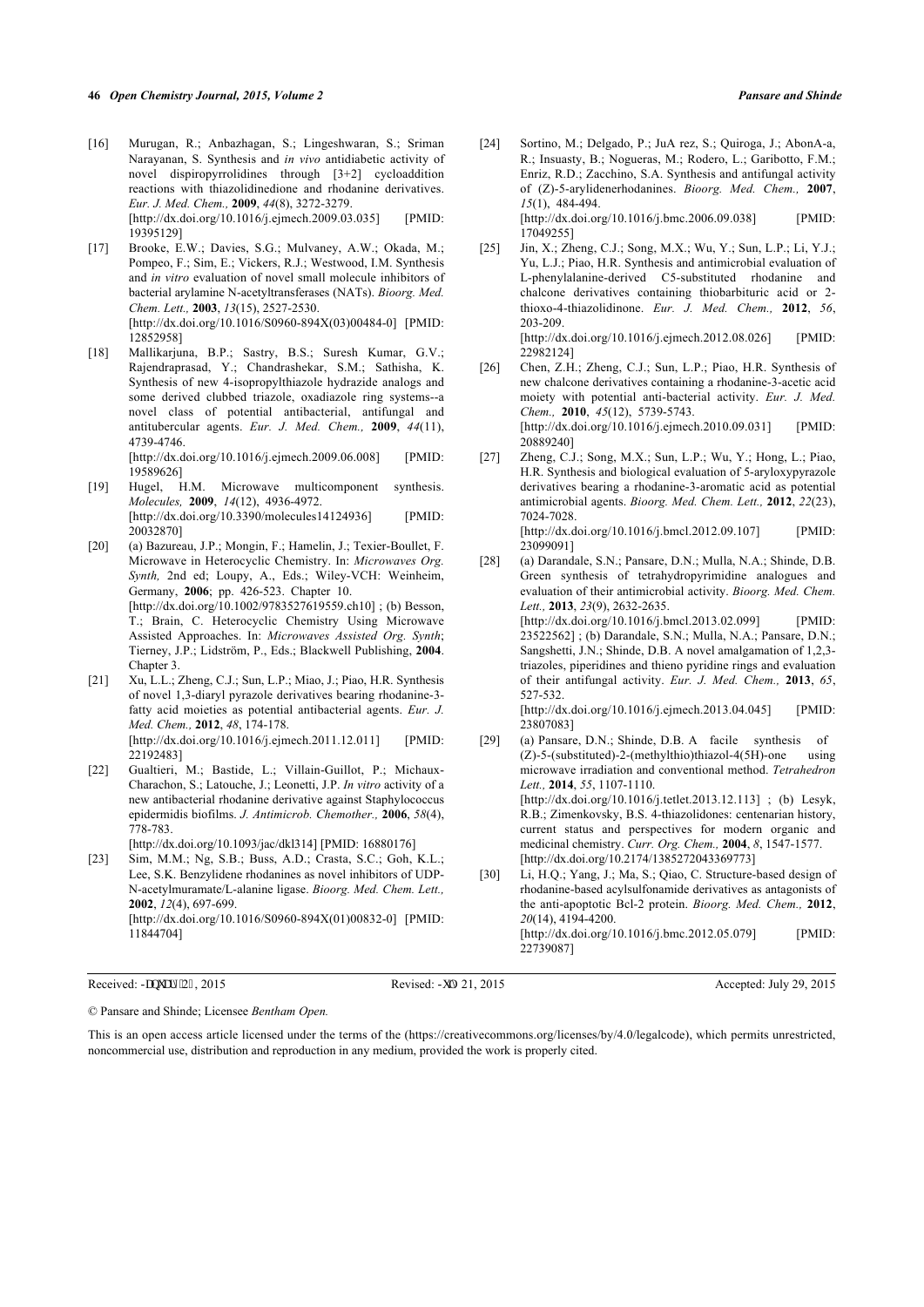[16] Murugan, R.; Anbazhagan, S.; Lingeshwaran, S.; Sriman Narayanan, S. Synthesis and *in vivo* antidiabetic activity of novel dispiropyrrolidines through [3+2] cycloaddition reactions with thiazolidinedione and rhodanine derivatives. *Eur. J. Med. Chem.,* **2009**, *44*(8), 3272-3279. [http://dx.doi.org/10.1016/j.ejmech.2009.03.035] [PMID: 19395129]

[17] Brooke, E.W.; Davies, S.G.; Mulvaney, A.W.; Okada, M.; Pompeo, F.; Sim, E.; Vickers, R.J.; Westwood, I.M. Synthesis and *in vitro* evaluation of novel small molecule inhibitors of bacterial arylamine N-acetyltransferases (NATs). *Bioorg. Med. Chem. Lett.,* **2003**, *13*(15), 2527-2530. [http://dx.doi.org/10.1016/S0960-894X(03)00484-0] [PMID: 12852958]

[18] Mallikarjuna, B.P.; Sastry, B.S.; Suresh Kumar, G.V.; Rajendraprasad, Y.; Chandrashekar, S.M.; Sathisha, K. Synthesis of new 4-isopropylthiazole hydrazide analogs and some derived clubbed triazole, oxadiazole ring systems--a novel class of potential antibacterial, antifungal and antitubercular agents. *Eur. J. Med. Chem.,* **2009**, *44*(11), 4739-4746. [http://dx.doi.org/10.1016/j.ejmech.2009.06.008] [PMID: 19589626]

[19] Hugel, H.M. Microwave multicomponent synthesis. *Molecules,* **2009**, *14*(12), 4936-4972. [http://dx.doi.org/10.3390/molecules14124936] [PMID: 20032870]

[20] (a) Bazureau, J.P.; Mongin, F.; Hamelin, J.; Texier-Boullet, F. Microwave in Heterocyclic Chemistry. In: *Microwaves Org. Synth,* 2nd ed; Loupy, A., Eds.; Wiley-VCH: Weinheim, Germany, **2006**; pp. 426-523. Chapter 10. [http://dx.doi.org/10.1002/9783527619559.ch10] ; (b) Besson, T.; Brain, C. Heterocyclic Chemistry Using Microwave Assisted Approaches. In: *Microwaves Assisted Org. Synth*; Tierney, J.P.; Lidström, P., Eds.; Blackwell Publishing, **2004**. Chapter 3.

[21] Xu, L.L.; Zheng, C.J.; Sun, L.P.; Miao, J.; Piao, H.R. Synthesis of novel 1,3-diaryl pyrazole derivatives bearing rhodanine-3-fatty acid moieties as potential antibacterial agents. *Eur. J. Med. Chem.,* **2012**, *48*, 174-178. [http://dx.doi.org/10.1016/j.ejmech.2011.12.011] [PMID: 22192483]

[22] Gualtieri, M.; Bastide, L.; Villain-Guillot, P.; Michaux-Charachon, S.; Latouche, J.; Leonetti, J.P. *In vitro* activity of a new antibacterial rhodanine derivative against Staphylococcus epidermidis biofilms. *J. Antimicrob. Chemother.,* **2006**, *58*(4), 778-783. [http://dx.doi.org/10.1093/jac/dkl314] [PMID: 16880176]

[23] Sim, M.M.; Ng, S.B.; Buss, A.D.; Crasta, S.C.; Goh, K.L.; Lee, S.K. Benzylidene rhodanines as novel inhibitors of UDP-N-acetylmuramate/L-alanine ligase. *Bioorg. Med. Chem. Lett.,* **2002**, *12*(4), 697-699. [http://dx.doi.org/10.1016/S0960-894X(01)00832-0] [PMID: 11844704]

[24] Sortino, M.; Delgado, P.; JuA rez, S.; Quiroga, J.; AbonA-a, R.; Insuasty, B.; Nogueras, M.; Rodero, L.; Garibotto, F.M.; Enriz, R.D.; Zacchino, S.A. Synthesis and antifungal activity of (Z)-5-arylidenerhodanines. *Bioorg. Med. Chem.,* **2007**, *15*(1), 484-494. [http://dx.doi.org/10.1016/j.bmc.2006.09.038] [PMID: 17049255]

[25] Jin, X.; Zheng, C.J.; Song, M.X.; Wu, Y.; Sun, L.P.; Li, Y.J.; Yu, L.J.; Piao, H.R. Synthesis and antimicrobial evaluation of L-phenylalanine-derived C5-substituted rhodanine and chalcone derivatives containing thiobarbituric acid or 2-thioxo-4-thiazolidinone. *Eur. J. Med. Chem.,* **2012**, *56*, 203-209. [http://dx.doi.org/10.1016/j.ejmech.2012.08.026] [PMID: 22982124]

[26] Chen, Z.H.; Zheng, C.J.; Sun, L.P.; Piao, H.R. Synthesis of new chalcone derivatives containing a rhodanine-3-acetic acid moiety with potential anti-bacterial activity. *Eur. J. Med. Chem.,* **2010**, *45*(12), 5739-5743. [http://dx.doi.org/10.1016/j.ejmech.2010.09.031] [PMID: 20889240]

[27] Zheng, C.J.; Song, M.X.; Sun, L.P.; Wu, Y.; Hong, L.; Piao, H.R. Synthesis and biological evaluation of 5-aryloxypyrazole derivatives bearing a rhodanine-3-aromatic acid as potential antimicrobial agents. *Bioorg. Med. Chem. Lett.,* **2012**, *22*(23), 7024-7028. [http://dx.doi.org/10.1016/j.bmcl.2012.09.107] [PMID: 23099091]

[28] (a) Darandale, S.N.; Pansare, D.N.; Mulla, N.A.; Shinde, D.B. Green synthesis of tetrahydropyrimidine analogues and evaluation of their antimicrobial activity. *Bioorg. Med. Chem. Lett.,* **2013**, *23*(9), 2632-2635. [http://dx.doi.org/10.1016/j.bmcl.2013.02.099] [PMID: 23522562] ; (b) Darandale, S.N.; Mulla, N.A.; Pansare, D.N.; Sangshetti, J.N.; Shinde, D.B. A novel amalgamation of 1,2,3-triazoles, piperidines and thieno pyridine rings and evaluation of their antifungal activity. *Eur. J. Med. Chem.,* **2013**, *65*, 527-532. [http://dx.doi.org/10.1016/j.ejmech.2013.04.045] [PMID: 23807083]

[29] (a) Pansare, D.N.; Shinde, D.B. A facile synthesis of (Z)-5-(substituted)-2-(methylthio)thiazol-4(5H)-one using microwave irradiation and conventional method. *Tetrahedron Lett.,* **2014**, *55*, 1107-1110. [http://dx.doi.org/10.1016/j.tetlet.2013.12.113] ; (b) Lesyk, R.B.; Zimenkovsky, B.S. 4-thiazolidones: centenarian history, current status and perspectives for modern organic and medicinal chemistry. *Curr. Org. Chem.,* **2004**, *8*, 1547-1577. [http://dx.doi.org/10.2174/1385272043369773]

[30] Li, H.Q.; Yang, J.; Ma, S.; Qiao, C. Structure-based design of rhodanine-based acylsulfonamide derivatives as antagonists of the anti-apoptotic Bcl-2 protein. *Bioorg. Med. Chem.,* **2012**, *20*(14), 4194-4200. [http://dx.doi.org/10.1016/j.bmc.2012.05.079] [PMID: 22739087]

Received: January 20, 2015 Revised: July 21, 2015 Accepted: July 29, 2015

© Pansare and Shinde; Licensee *Bentham Open.*

This is an open access article licensed under the terms of the (https://creativecommons.org/licenses/by/4.0/legalcode), which permits unrestricted, noncommercial use, distribution and reproduction in any medium, provided the work is properly cited.